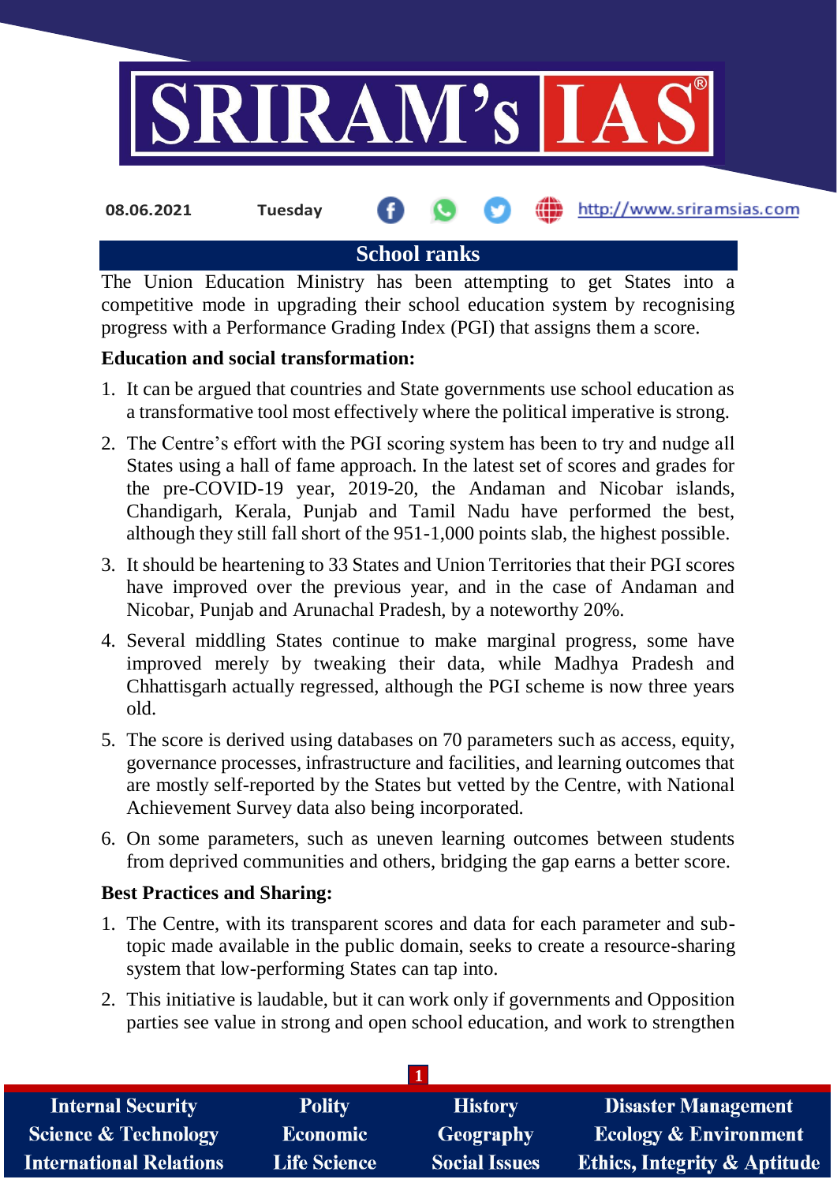08.06.2021 Tuesday http://www.sriramsias.com

## School ranks

The Union Education Ministry has been attempting to get States into a competitive mode in upgrading their school education system by recognising progress with a Performance Grading Index (PGI) that assigns them a score.

**Education and social transformation:**

1. It can be argued that countries and State governments use school education as a transformative tool most effectively where the political imperative is strong.
2. The Centre's effort with the PGI scoring system has been to try and nudge all States using a hall of fame approach. In the latest set of scores and grades for the pre-COVID-19 year, 2019-20, the Andaman and Nicobar islands, Chandigarh, Kerala, Punjab and Tamil Nadu have performed the best, although they still fall short of the 951-1,000 points slab, the highest possible.
3. It should be heartening to 33 States and Union Territories that their PGI scores have improved over the previous year, and in the case of Andaman and Nicobar, Punjab and Arunachal Pradesh, by a noteworthy 20%.
4. Several middling States continue to make marginal progress, some have improved merely by tweaking their data, while Madhya Pradesh and Chhattisgarh actually regressed, although the PGI scheme is now three years old.
5. The score is derived using databases on 70 parameters such as access, equity, governance processes, infrastructure and facilities, and learning outcomes that are mostly self-reported by the States but vetted by the Centre, with National Achievement Survey data also being incorporated.
6. On some parameters, such as uneven learning outcomes between students from deprived communities and others, bridging the gap earns a better score.

**Best Practices and Sharing:**

1. The Centre, with its transparent scores and data for each parameter and sub-topic made available in the public domain, seeks to create a resource-sharing system that low-performing States can tap into.
2. This initiative is laudable, but it can work only if governments and Opposition parties see value in strong and open school education, and work to strengthen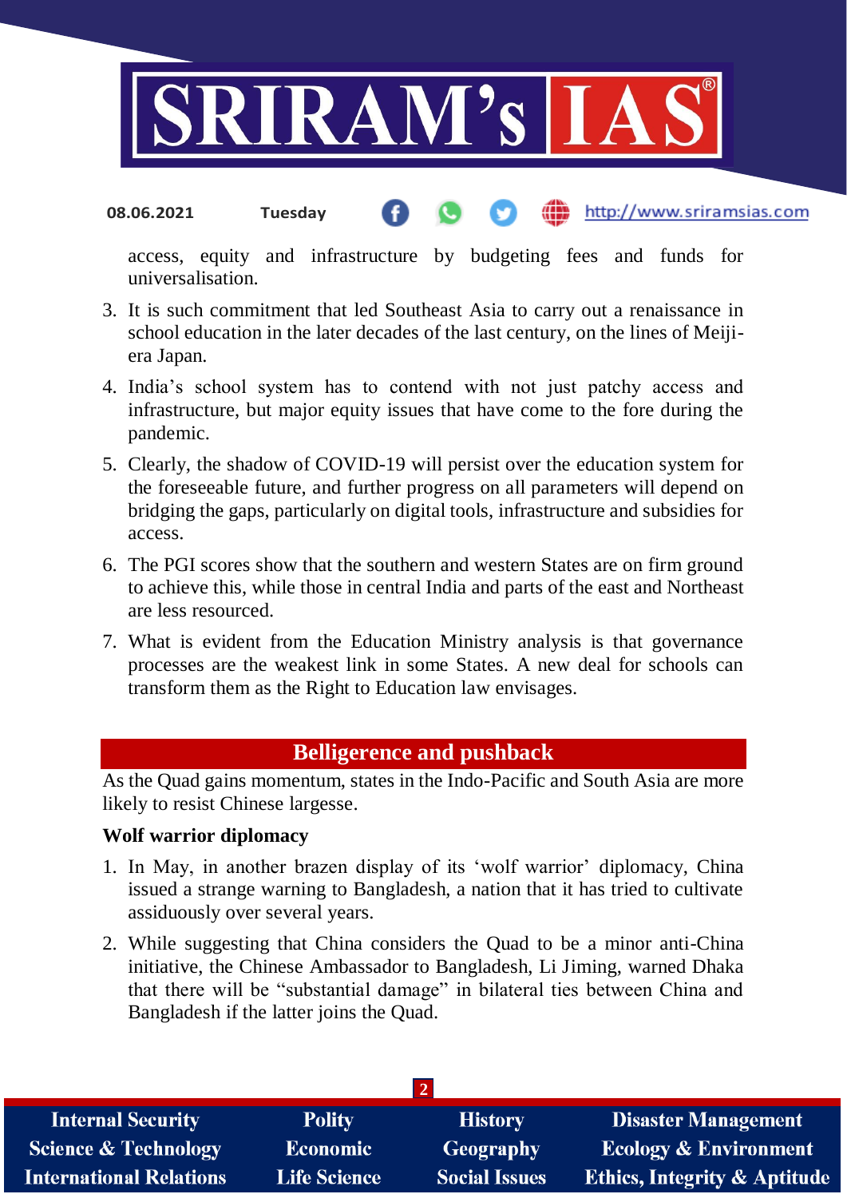access, equity and infrastructure by budgeting fees and funds for universalisation.

3. It is such commitment that led Southeast Asia to carry out a renaissance in school education in the later decades of the last century, on the lines of Meiji-era Japan.
4. India's school system has to contend with not just patchy access and infrastructure, but major equity issues that have come to the fore during the pandemic.
5. Clearly, the shadow of COVID-19 will persist over the education system for the foreseeable future, and further progress on all parameters will depend on bridging the gaps, particularly on digital tools, infrastructure and subsidies for access.
6. The PGI scores show that the southern and western States are on firm ground to achieve this, while those in central India and parts of the east and Northeast are less resourced.
7. What is evident from the Education Ministry analysis is that governance processes are the weakest link in some States. A new deal for schools can transform them as the Right to Education law envisages.

## Belligerence and pushback

As the Quad gains momentum, states in the Indo-Pacific and South Asia are more likely to resist Chinese largesse.

**Wolf warrior diplomacy**

1. In May, in another brazen display of its 'wolf warrior' diplomacy, China issued a strange warning to Bangladesh, a nation that it has tried to cultivate assiduously over several years.
2. While suggesting that China considers the Quad to be a minor anti-China initiative, the Chinese Ambassador to Bangladesh, Li Jiming, warned Dhaka that there will be "substantial damage" in bilateral ties between China and Bangladesh if the latter joins the Quad.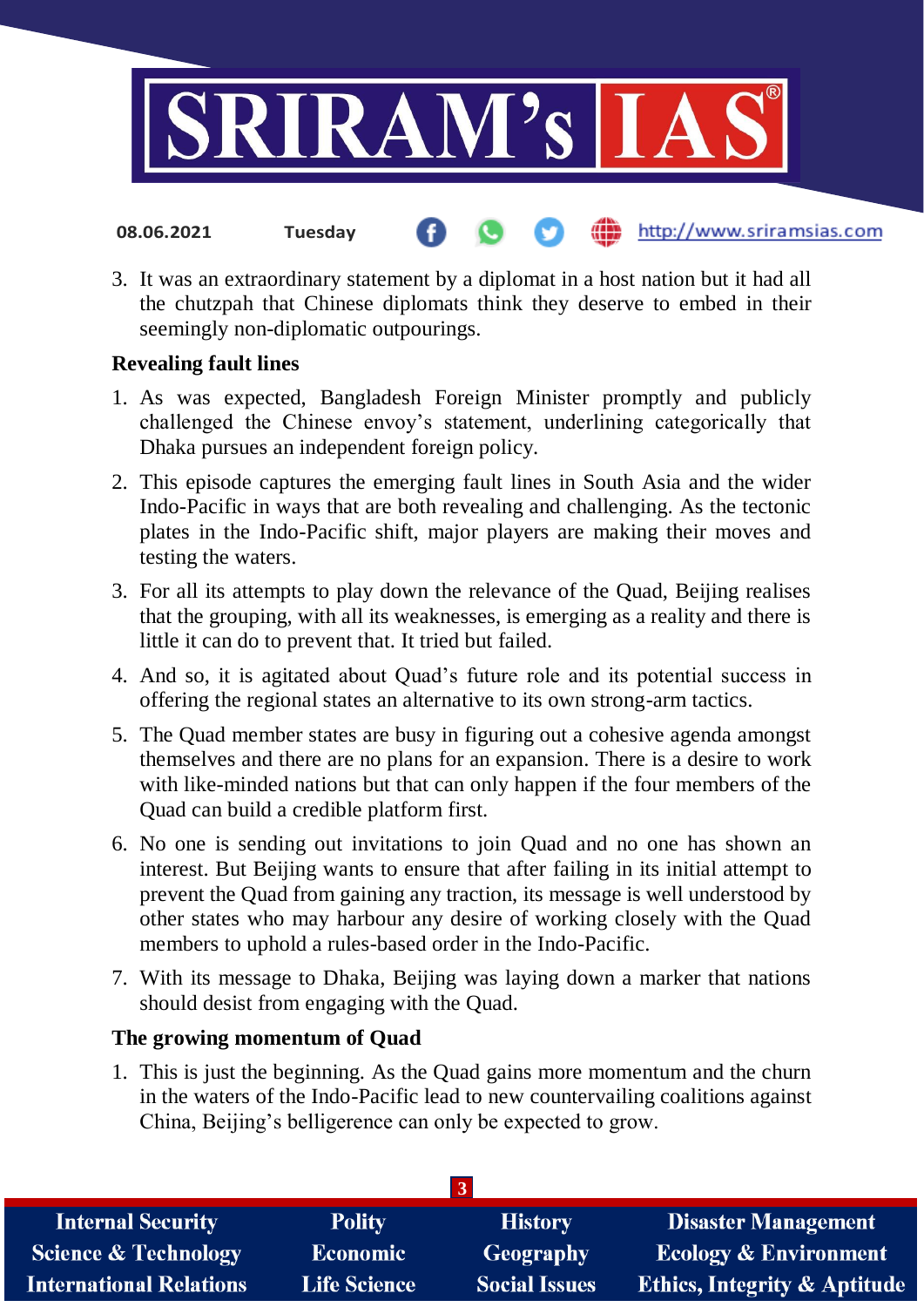3. It was an extraordinary statement by a diplomat in a host nation but it had all the chutzpah that Chinese diplomats think they deserve to embed in their seemingly non-diplomatic outpourings.

**Revealing fault lines**

1. As was expected, Bangladesh Foreign Minister promptly and publicly challenged the Chinese envoy's statement, underlining categorically that Dhaka pursues an independent foreign policy.
2. This episode captures the emerging fault lines in South Asia and the wider Indo-Pacific in ways that are both revealing and challenging. As the tectonic plates in the Indo-Pacific shift, major players are making their moves and testing the waters.
3. For all its attempts to play down the relevance of the Quad, Beijing realises that the grouping, with all its weaknesses, is emerging as a reality and there is little it can do to prevent that. It tried but failed.
4. And so, it is agitated about Quad's future role and its potential success in offering the regional states an alternative to its own strong-arm tactics.
5. The Quad member states are busy in figuring out a cohesive agenda amongst themselves and there are no plans for an expansion. There is a desire to work with like-minded nations but that can only happen if the four members of the Quad can build a credible platform first.
6. No one is sending out invitations to join Quad and no one has shown an interest. But Beijing wants to ensure that after failing in its initial attempt to prevent the Quad from gaining any traction, its message is well understood by other states who may harbour any desire of working closely with the Quad members to uphold a rules-based order in the Indo-Pacific.
7. With its message to Dhaka, Beijing was laying down a marker that nations should desist from engaging with the Quad.

**The growing momentum of Quad**

1. This is just the beginning. As the Quad gains more momentum and the churn in the waters of the Indo-Pacific lead to new countervailing coalitions against China, Beijing's belligerence can only be expected to grow.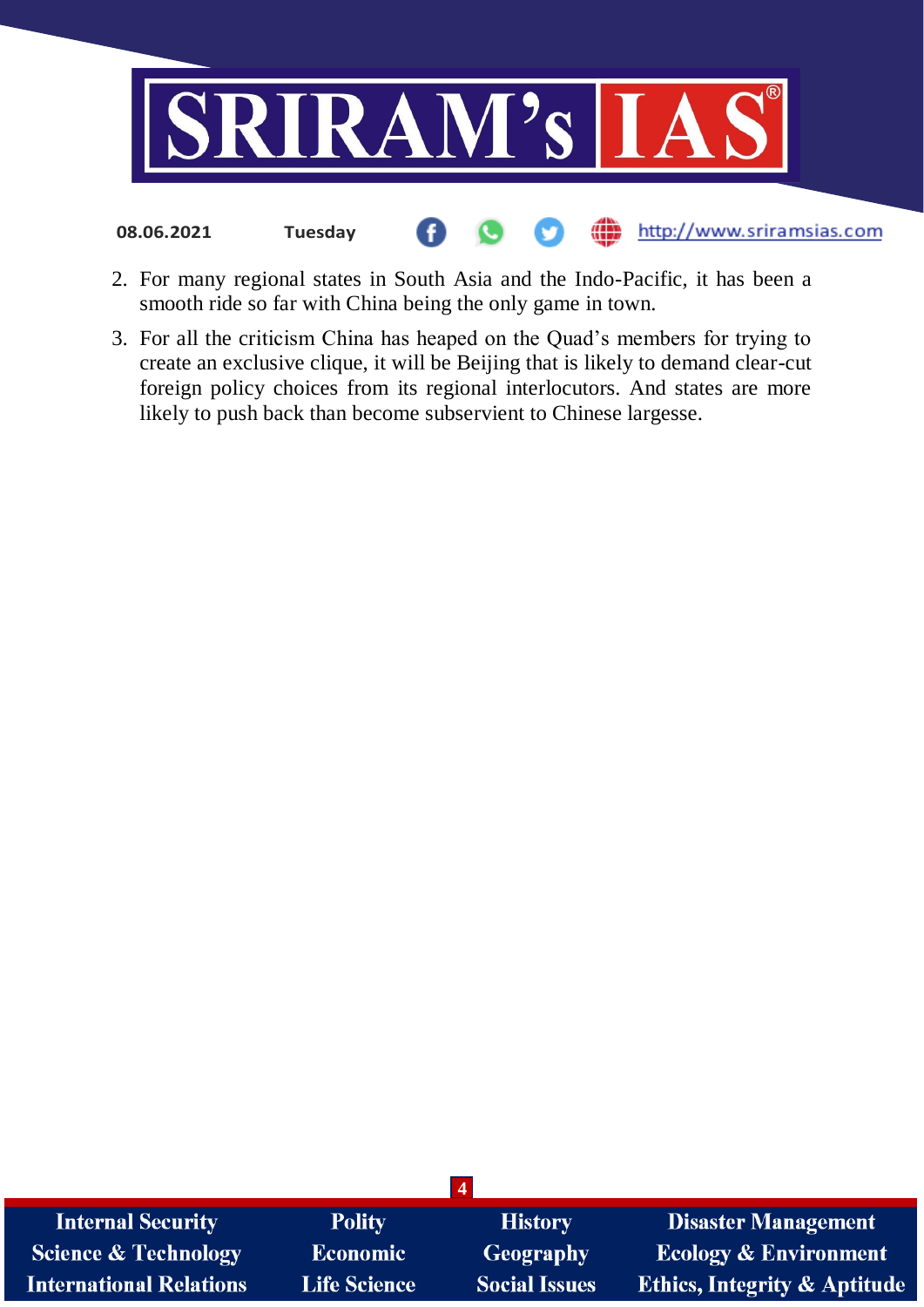2. For many regional states in South Asia and the Indo-Pacific, it has been a smooth ride so far with China being the only game in town.
3. For all the criticism China has heaped on the Quad's members for trying to create an exclusive clique, it will be Beijing that is likely to demand clear-cut foreign policy choices from its regional interlocutors. And states are more likely to push back than become subservient to Chinese largesse.